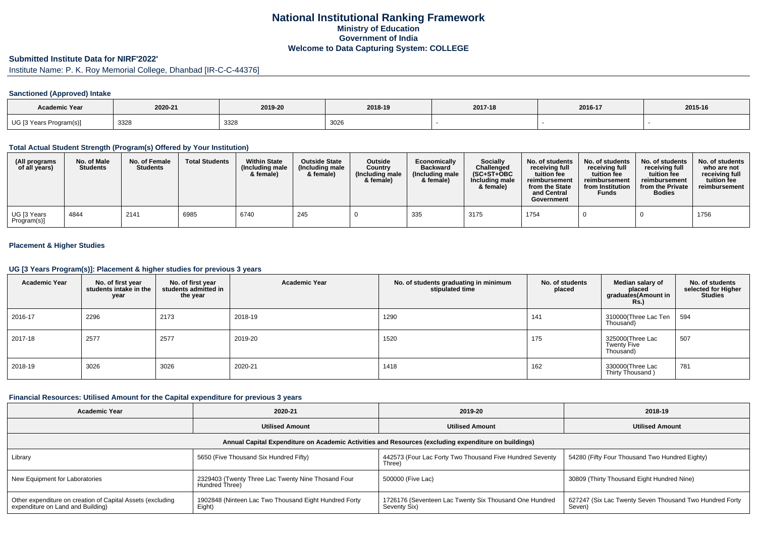# National Institutional Ranking Framework
## Ministry of Education
## Government of India
## Welcome to Data Capturing System: COLLEGE

### Submitted Institute Data for NIRF'2022'

Institute Name: P. K. Roy Memorial College, Dhanbad [IR-C-C-44376]

#### Sanctioned (Approved) Intake

| Academic Year | 2020-21 | 2019-20 | 2018-19 | 2017-18 | 2016-17 | 2015-16 |
|---|---|---|---|---|---|---|
| UG [3 Years Program(s)] | 3328 | 3328 | 3026 | - | - | - |

#### Total Actual Student Strength (Program(s) Offered by Your Institution)

| (All programs of all years) | No. of Male Students | No. of Female Students | Total Students | Within State (Including male & female) | Outside State (Including male & female) | Outside Country (Including male & female) | Economically Backward (Including male & female) | Socially Challenged (SC+ST+OBC Including male & female) | No. of students receiving full tuition fee reimbursement from the State and Central Government | No. of students receiving full tuition fee reimbursement from Institution Funds | No. of students receiving full tuition fee reimbursement from the Private Bodies | No. of students who are not receiving full tuition fee reimbursement |
|---|---|---|---|---|---|---|---|---|---|---|---|---|
| UG [3 Years Program(s)] | 4844 | 2141 | 6985 | 6740 | 245 | 0 | 335 | 3175 | 1754 | 0 | 0 | 1756 |

#### Placement & Higher Studies

#### UG [3 Years Program(s)]: Placement & higher studies for previous 3 years

| Academic Year | No. of first year students intake in the year | No. of first year students admitted in the year | Academic Year | No. of students graduating in minimum stipulated time | No. of students placed | Median salary of placed graduates(Amount in Rs.) | No. of students selected for Higher Studies |
|---|---|---|---|---|---|---|---|
| 2016-17 | 2296 | 2173 | 2018-19 | 1290 | 141 | 310000(Three Lac Ten Thousand) | 594 |
| 2017-18 | 2577 | 2577 | 2019-20 | 1520 | 175 | 325000(Three Lac Twenty Five Thousand) | 507 |
| 2018-19 | 3026 | 3026 | 2020-21 | 1418 | 162 | 330000(Three Lac Thirty Thousand ) | 781 |

#### Financial Resources: Utilised Amount for the Capital expenditure for previous 3 years

| Academic Year | 2020-21 | 2019-20 | 2018-19 |
|---|---|---|---|
| | Utilised Amount | Utilised Amount | Utilised Amount |
| Annual Capital Expenditure on Academic Activities and Resources (excluding expenditure on buildings) | | | |
| Library | 5650 (Five Thousand Six Hundred Fifty) | 442573 (Four Lac Forty Two Thousand Five Hundred Seventy Three) | 54280 (Fifty Four Thousand Two Hundred Eighty) |
| New Equipment for Laboratories | 2329403 (Twenty Three Lac Twenty Nine Thosand Four Hundred Three) | 500000 (Five Lac) | 30809 (Thirty Thousand Eight Hundred Nine) |
| Other expenditure on creation of Capital Assets (excluding expenditure on Land and Building) | 1902848 (Ninteen Lac Two Thousand Eight Hundred Forty Eight) | 1726176 (Seventeen Lac Twenty Six Thousand One Hundred Seventy Six) | 627247 (Six Lac Twenty Seven Thousand Two Hundred Forty Seven) |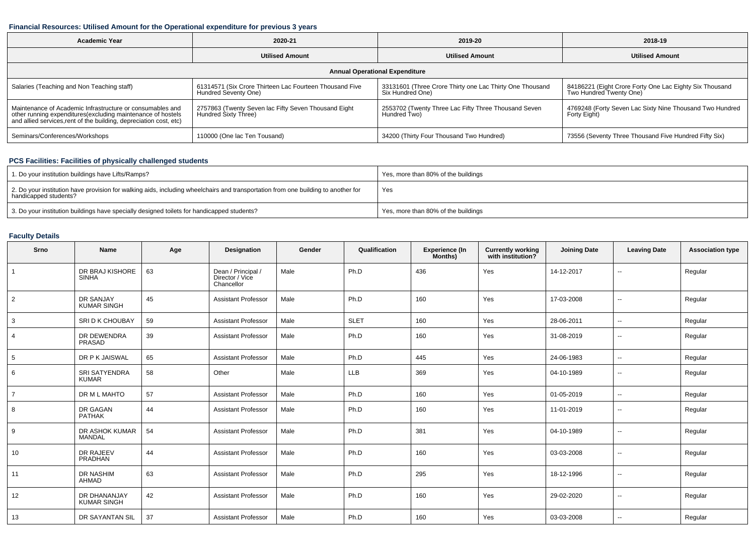### Financial Resources: Utilised Amount for the Operational expenditure for previous 3 years

| Academic Year | 2020-21 | 2019-20 | 2018-19 |
|---|---|---|---|
| | Utilised Amount | Utilised Amount | Utilised Amount |
| Annual Operational Expenditure | | | |
| Salaries (Teaching and Non Teaching staff) | 61314571 (Six Crore Thirteen Lac Fourteen Thousand Five Hundred Seventy One) | 33131601 (Three Crore Thirty one Lac Thirty One Thousand Six Hundred One) | 84186221 (Eight Crore Forty One Lac Eighty Six Thousand Two Hundred Twenty One) |
| Maintenance of Academic Infrastructure or consumables and other running expenditures(excluding maintenance of hostels and allied services,rent of the building, depreciation cost, etc) | 2757863 (Twenty Seven lac Fifty Seven Thousand Eight Hundred Sixty Three) | 2553702 (Twenty Three Lac Fifty Three Thousand Seven Hundred Two) | 4769248 (Forty Seven Lac Sixty Nine Thousand Two Hundred Forty Eight) |
| Seminars/Conferences/Workshops | 110000 (One lac Ten Tousand) | 34200 (Thirty Four Thousand Two Hundred) | 73556 (Seventy Three Thousand Five Hundred Fifty Six) |

### PCS Facilities: Facilities of physically challenged students

| | |
|---|---|
| 1. Do your institution buildings have Lifts/Ramps? | Yes, more than 80% of the buildings |
| 2. Do your institution have provision for walking aids, including wheelchairs and transportation from one building to another for handicapped students? | Yes |
| 3. Do your institution buildings have specially designed toilets for handicapped students? | Yes, more than 80% of the buildings |

### Faculty Details

| Srno | Name | Age | Designation | Gender | Qualification | Experience (In Months) | Currently working with institution? | Joining Date | Leaving Date | Association type |
|---|---|---|---|---|---|---|---|---|---|---|
| 1 | DR BRAJ KISHORE SINHA | 63 | Dean / Principal / Director / Vice Chancellor | Male | Ph.D | 436 | Yes | 14-12-2017 | -- | Regular |
| 2 | DR SANJAY KUMAR SINGH | 45 | Assistant Professor | Male | Ph.D | 160 | Yes | 17-03-2008 | -- | Regular |
| 3 | SRI D K CHOUBAY | 59 | Assistant Professor | Male | SLET | 160 | Yes | 28-06-2011 | -- | Regular |
| 4 | DR DEWENDRA PRASAD | 39 | Assistant Professor | Male | Ph.D | 160 | Yes | 31-08-2019 | -- | Regular |
| 5 | DR P K JAISWAL | 65 | Assistant Professor | Male | Ph.D | 445 | Yes | 24-06-1983 | -- | Regular |
| 6 | SRI SATYENDRA KUMAR | 58 | Other | Male | LLB | 369 | Yes | 04-10-1989 | -- | Regular |
| 7 | DR M L MAHTO | 57 | Assistant Professor | Male | Ph.D | 160 | Yes | 01-05-2019 | -- | Regular |
| 8 | DR GAGAN PATHAK | 44 | Assistant Professor | Male | Ph.D | 160 | Yes | 11-01-2019 | -- | Regular |
| 9 | DR ASHOK KUMAR MANDAL | 54 | Assistant Professor | Male | Ph.D | 381 | Yes | 04-10-1989 | -- | Regular |
| 10 | DR RAJEEV PRADHAN | 44 | Assistant Professor | Male | Ph.D | 160 | Yes | 03-03-2008 | -- | Regular |
| 11 | DR NASHIM AHMAD | 63 | Assistant Professor | Male | Ph.D | 295 | Yes | 18-12-1996 | -- | Regular |
| 12 | DR DHANANJAY KUMAR SINGH | 42 | Assistant Professor | Male | Ph.D | 160 | Yes | 29-02-2020 | -- | Regular |
| 13 | DR SAYANTAN SIL | 37 | Assistant Professor | Male | Ph.D | 160 | Yes | 03-03-2008 | -- | Regular |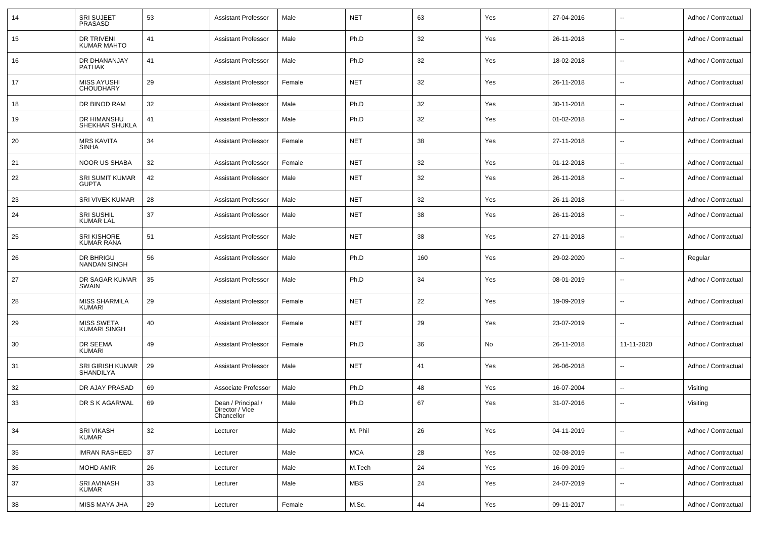| 14 | SRI SUJEET PRASASD | 53 | Assistant Professor | Male | NET | 63 | Yes | 27-04-2016 | -- | Adhoc / Contractual |
|---|---|---|---|---|---|---|---|---|---|---|
| 15 | DR TRIVENI KUMAR MAHTO | 41 | Assistant Professor | Male | Ph.D | 32 | Yes | 26-11-2018 | -- | Adhoc / Contractual |
| 16 | DR DHANANJAY PATHAK | 41 | Assistant Professor | Male | Ph.D | 32 | Yes | 18-02-2018 | -- | Adhoc / Contractual |
| 17 | MISS AYUSHI CHOUDHARY | 29 | Assistant Professor | Female | NET | 32 | Yes | 26-11-2018 | -- | Adhoc / Contractual |
| 18 | DR BINOD RAM | 32 | Assistant Professor | Male | Ph.D | 32 | Yes | 30-11-2018 | -- | Adhoc / Contractual |
| 19 | DR HIMANSHU SHEKHAR SHUKLA | 41 | Assistant Professor | Male | Ph.D | 32 | Yes | 01-02-2018 | -- | Adhoc / Contractual |
| 20 | MRS KAVITA SINHA | 34 | Assistant Professor | Female | NET | 38 | Yes | 27-11-2018 | -- | Adhoc / Contractual |
| 21 | NOOR US SHABA | 32 | Assistant Professor | Female | NET | 32 | Yes | 01-12-2018 | -- | Adhoc / Contractual |
| 22 | SRI SUMIT KUMAR GUPTA | 42 | Assistant Professor | Male | NET | 32 | Yes | 26-11-2018 | -- | Adhoc / Contractual |
| 23 | SRI VIVEK KUMAR | 28 | Assistant Professor | Male | NET | 32 | Yes | 26-11-2018 | -- | Adhoc / Contractual |
| 24 | SRI SUSHIL KUMAR LAL | 37 | Assistant Professor | Male | NET | 38 | Yes | 26-11-2018 | -- | Adhoc / Contractual |
| 25 | SRI KISHORE KUMAR RANA | 51 | Assistant Professor | Male | NET | 38 | Yes | 27-11-2018 | -- | Adhoc / Contractual |
| 26 | DR BHRIGU NANDAN SINGH | 56 | Assistant Professor | Male | Ph.D | 160 | Yes | 29-02-2020 | -- | Regular |
| 27 | DR SAGAR KUMAR SWAIN | 35 | Assistant Professor | Male | Ph.D | 34 | Yes | 08-01-2019 | -- | Adhoc / Contractual |
| 28 | MISS SHARMILA KUMARI | 29 | Assistant Professor | Female | NET | 22 | Yes | 19-09-2019 | -- | Adhoc / Contractual |
| 29 | MISS SWETA KUMARI SINGH | 40 | Assistant Professor | Female | NET | 29 | Yes | 23-07-2019 | -- | Adhoc / Contractual |
| 30 | DR SEEMA KUMARI | 49 | Assistant Professor | Female | Ph.D | 36 | No | 26-11-2018 | 11-11-2020 | Adhoc / Contractual |
| 31 | SRI GIRISH KUMAR SHANDILYA | 29 | Assistant Professor | Male | NET | 41 | Yes | 26-06-2018 | -- | Adhoc / Contractual |
| 32 | DR AJAY PRASAD | 69 | Associate Professor | Male | Ph.D | 48 | Yes | 16-07-2004 | -- | Visiting |
| 33 | DR S K AGARWAL | 69 | Dean / Principal / Director / Vice Chancellor | Male | Ph.D | 67 | Yes | 31-07-2016 | -- | Visiting |
| 34 | SRI VIKASH KUMAR | 32 | Lecturer | Male | M. Phil | 26 | Yes | 04-11-2019 | -- | Adhoc / Contractual |
| 35 | IMRAN RASHEED | 37 | Lecturer | Male | MCA | 28 | Yes | 02-08-2019 | -- | Adhoc / Contractual |
| 36 | MOHD AMIR | 26 | Lecturer | Male | M.Tech | 24 | Yes | 16-09-2019 | -- | Adhoc / Contractual |
| 37 | SRI AVINASH KUMAR | 33 | Lecturer | Male | MBS | 24 | Yes | 24-07-2019 | -- | Adhoc / Contractual |
| 38 | MISS MAYA JHA | 29 | Lecturer | Female | M.Sc. | 44 | Yes | 09-11-2017 | -- | Adhoc / Contractual |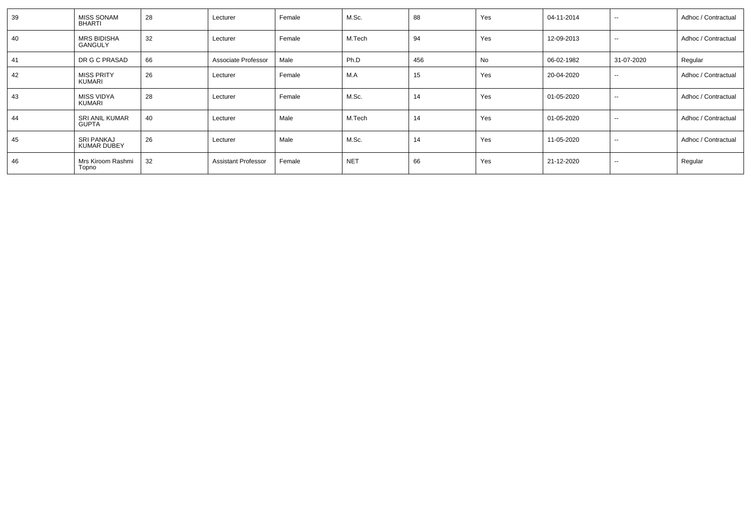| | | | | | | | | | | |
|---|---|---|---|---|---|---|---|---|---|---|
| 39 | MISS SONAM BHARTI | 28 | Lecturer | Female | M.Sc. | 88 | Yes | 04-11-2014 | -- | Adhoc / Contractual |
| 40 | MRS BIDISHA GANGULY | 32 | Lecturer | Female | M.Tech | 94 | Yes | 12-09-2013 | -- | Adhoc / Contractual |
| 41 | DR G C PRASAD | 66 | Associate Professor | Male | Ph.D | 456 | No | 06-02-1982 | 31-07-2020 | Regular |
| 42 | MISS PRITY KUMARI | 26 | Lecturer | Female | M.A | 15 | Yes | 20-04-2020 | -- | Adhoc / Contractual |
| 43 | MISS VIDYA KUMARI | 28 | Lecturer | Female | M.Sc. | 14 | Yes | 01-05-2020 | -- | Adhoc / Contractual |
| 44 | SRI ANIL KUMAR GUPTA | 40 | Lecturer | Male | M.Tech | 14 | Yes | 01-05-2020 | -- | Adhoc / Contractual |
| 45 | SRI PANKAJ KUMAR DUBEY | 26 | Lecturer | Male | M.Sc. | 14 | Yes | 11-05-2020 | -- | Adhoc / Contractual |
| 46 | Mrs Kiroom Rashmi Topno | 32 | Assistant Professor | Female | NET | 66 | Yes | 21-12-2020 | -- | Regular |